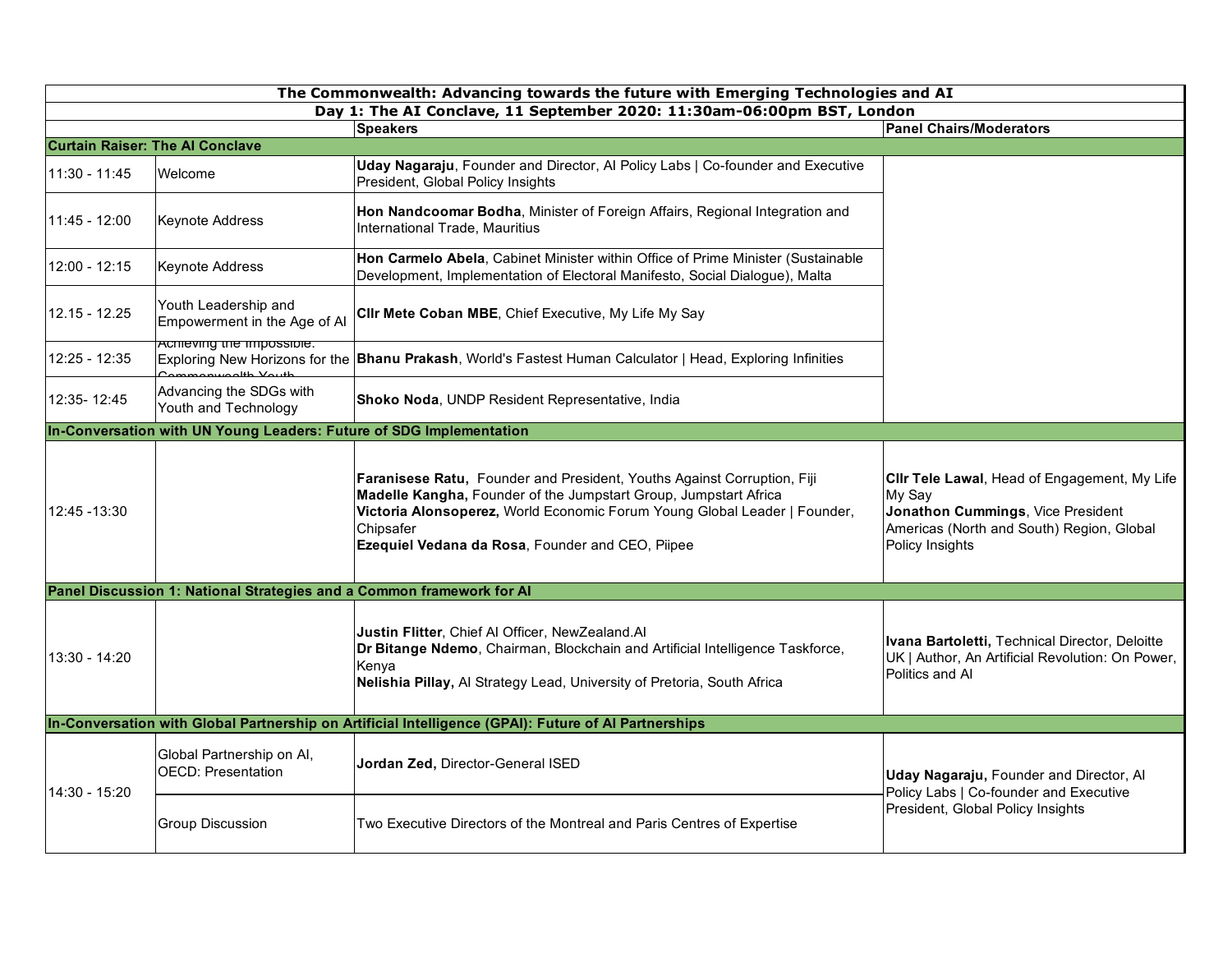| The Commonwealth: Advancing towards the future with Emerging Technologies and AI | | | |
|---|---|---|---|
| **Day 1: The AI Conclave, 11 September 2020: 11:30am-06:00pm BST, London** | | | |
| | | **Speakers** | **Panel Chairs/Moderators** |
| **Curtain Raiser: The AI Conclave** | | | |
| 11:30 - 11:45 | Welcome | **Uday Nagaraju**, Founder and Director, AI Policy Labs \| Co-founder and Executive President, Global Policy Insights | |
| 11:45 - 12:00 | Keynote Address | **Hon Nandcoomar Bodha**, Minister of Foreign Affairs, Regional Integration and International Trade, Mauritius | |
| 12:00 - 12:15 | Keynote Address | **Hon Carmelo Abela**, Cabinet Minister within Office of Prime Minister (Sustainable Development, Implementation of Electoral Manifesto, Social Dialogue), Malta | |
| 12.15 - 12.25 | Youth Leadership and Empowerment in the Age of AI | **Cllr Mete Coban MBE**, Chief Executive, My Life My Say | |
| 12:25 - 12:35 | Achieving the Impossible: Exploring New Horizons for the Commonwealth Youth | **Bhanu Prakash**, World's Fastest Human Calculator \| Head, Exploring Infinities | |
| 12:35- 12:45 | Advancing the SDGs with Youth and Technology | **Shoko Noda**, UNDP Resident Representative, India | |
| **In-Conversation with UN Young Leaders: Future of SDG Implementation** | | | |
| 12:45 -13:30 | | **Faranisese Ratu,** Founder and President, Youths Against Corruption, Fiji<br>**Madelle Kangha,** Founder of the Jumpstart Group, Jumpstart Africa<br>**Victoria Alonsoperez,** World Economic Forum Young Global Leader \| Founder, Chipsafer<br>**Ezequiel Vedana da Rosa**, Founder and CEO, Piipee | **Cllr Tele Lawal**, Head of Engagement, My Life My Say<br>**Jonathon Cummings**, Vice President Americas (North and South) Region, Global Policy Insights |
| **Panel Discussion 1: National Strategies and a Common framework for AI** | | | |
| 13:30 - 14:20 | | **Justin Flitter**, Chief AI Officer, NewZealand.AI<br>**Dr Bitange Ndemo**, Chairman, Blockchain and Artificial Intelligence Taskforce, Kenya<br>**Nelishia Pillay,** AI Strategy Lead, University of Pretoria, South Africa | **Ivana Bartoletti,** Technical Director, Deloitte UK \| Author, An Artificial Revolution: On Power, Politics and AI |
| **In-Conversation with Global Partnership on Artificial Intelligence (GPAI): Future of AI Partnerships** | | | |
| 14:30 - 15:20 | Global Partnership on AI, OECD: Presentation | **Jordan Zed,** Director-General ISED | **Uday Nagaraju,** Founder and Director, AI Policy Labs \| Co-founder and Executive President, Global Policy Insights |
| | Group Discussion | Two Executive Directors of the Montreal and Paris Centres of Expertise | |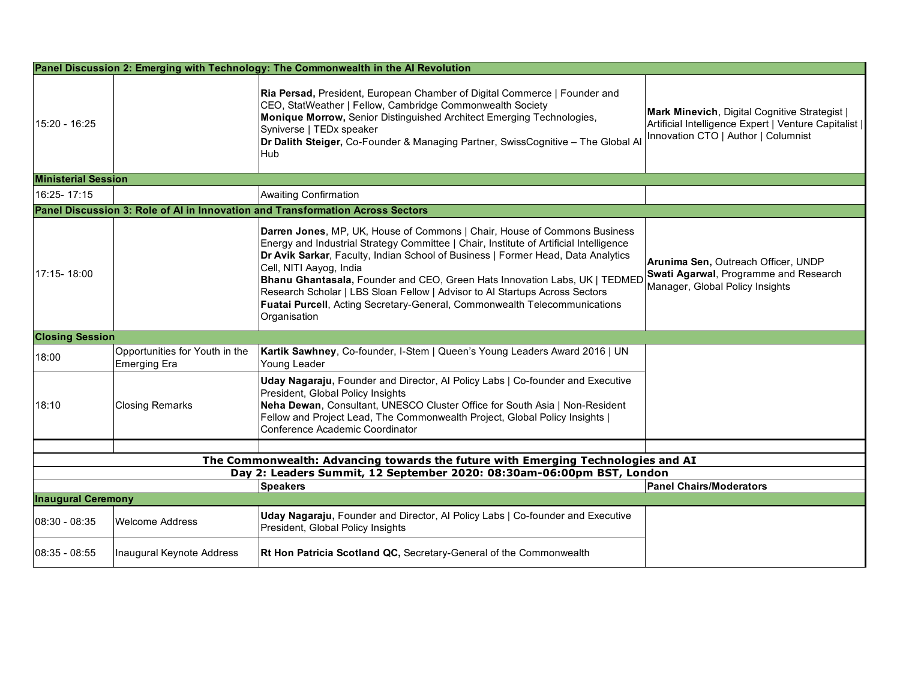| | | | |
|---|---|---|---|
| **Panel Discussion 2: Emerging with Technology: The Commonwealth in the AI Revolution** | | | |
| 15:20 - 16:25 | | **Ria Persad,** President, European Chamber of Digital Commerce \| Founder and CEO, StatWeather \| Fellow, Cambridge Commonwealth Society<br>**Monique Morrow,** Senior Distinguished Architect Emerging Technologies, Syniverse \| TEDx speaker<br>**Dr Dalith Steiger,** Co-Founder & Managing Partner, SwissCognitive – The Global AI Hub | **Mark Minevich**, Digital Cognitive Strategist \| Artificial Intelligence Expert \| Venture Capitalist \| Innovation CTO \| Author \| Columnist |
| **Ministerial Session** | | | |
| 16:25- 17:15 | | Awaiting Confirmation | |
| **Panel Discussion 3: Role of AI in Innovation and Transformation Across Sectors** | | | |
| 17:15- 18:00 | | **Darren Jones**, MP, UK, House of Commons \| Chair, House of Commons Business Energy and Industrial Strategy Committee \| Chair, Institute of Artificial Intelligence<br>**Dr Avik Sarkar**, Faculty, Indian School of Business \| Former Head, Data Analytics Cell, NITI Aayog, India<br>**Bhanu Ghantasala,** Founder and CEO, Green Hats Innovation Labs, UK \| TEDMED Research Scholar \| LBS Sloan Fellow \| Advisor to AI Startups Across Sectors<br>**Fuatai Purcell**, Acting Secretary-General, Commonwealth Telecommunications Organisation | **Arunima Sen,** Outreach Officer, UNDP<br>**Swati Agarwal**, Programme and Research Manager, Global Policy Insights |
| **Closing Session** | | | |
| 18:00 | Opportunities for Youth in the Emerging Era | **Kartik Sawhney**, Co-founder, I-Stem \| Queen's Young Leaders Award 2016 \| UN Young Leader | |
| 18:10 | Closing Remarks | **Uday Nagaraju,** Founder and Director, AI Policy Labs \| Co-founder and Executive President, Global Policy Insights<br>**Neha Dewan**, Consultant, UNESCO Cluster Office for South Asia \| Non-Resident Fellow and Project Lead, The Commonwealth Project, Global Policy Insights \| Conference Academic Coordinator | |

**The Commonwealth: Advancing towards the future with Emerging Technologies and AI**

**Day 2: Leaders Summit, 12 September 2020: 08:30am-06:00pm BST, London**

| | | Speakers | Panel Chairs/Moderators |
|---|---|---|---|
| **Inaugural Ceremony** | | | |
| 08:30 - 08:35 | Welcome Address | **Uday Nagaraju,** Founder and Director, AI Policy Labs \| Co-founder and Executive President, Global Policy Insights | |
| 08:35 - 08:55 | Inaugural Keynote Address | **Rt Hon Patricia Scotland QC,** Secretary-General of the Commonwealth | |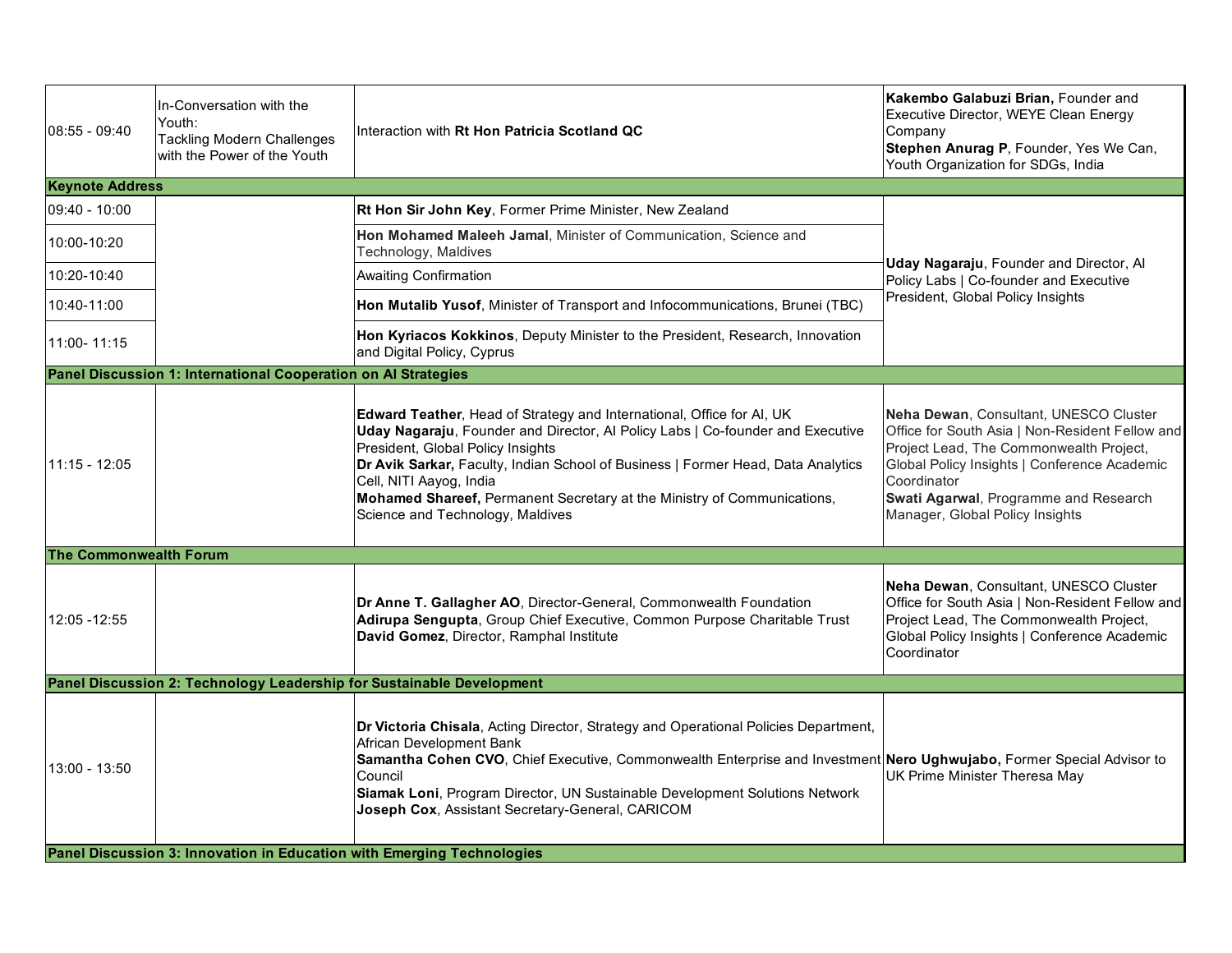| | | | |
|---|---|---|---|
| 08:55 - 09:40 | In-Conversation with the Youth: Tackling Modern Challenges with the Power of the Youth | Interaction with **Rt Hon Patricia Scotland QC** | **Kakembo Galabuzi Brian,** Founder and Executive Director, WEYE Clean Energy Company<br>**Stephen Anurag P**, Founder, Yes We Can, Youth Organization for SDGs, India |
| **Keynote Address** | | | |
| 09:40 - 10:00 | | **Rt Hon Sir John Key**, Former Prime Minister, New Zealand | **Uday Nagaraju**, Founder and Director, AI Policy Labs \| Co-founder and Executive President, Global Policy Insights |
| 10:00-10:20 | | **Hon Mohamed Maleeh Jamal**, Minister of Communication, Science and Technology, Maldives | |
| 10:20-10:40 | | Awaiting Confirmation | |
| 10:40-11:00 | | **Hon Mutalib Yusof**, Minister of Transport and Infocommunications, Brunei (TBC) | |
| 11:00- 11:15 | | **Hon Kyriacos Kokkinos**, Deputy Minister to the President, Research, Innovation and Digital Policy, Cyprus | |
| **Panel Discussion 1: International Cooperation on AI Strategies** | | | |
| 11:15 - 12:05 | | **Edward Teather**, Head of Strategy and International, Office for AI, UK<br>**Uday Nagaraju**, Founder and Director, AI Policy Labs \| Co-founder and Executive President, Global Policy Insights<br>**Dr Avik Sarkar,** Faculty, Indian School of Business \| Former Head, Data Analytics Cell, NITI Aayog, India<br>**Mohamed Shareef,** Permanent Secretary at the Ministry of Communications, Science and Technology, Maldives | **Neha Dewan**, Consultant, UNESCO Cluster Office for South Asia \| Non-Resident Fellow and Project Lead, The Commonwealth Project, Global Policy Insights \| Conference Academic Coordinator<br>**Swati Agarwal**, Programme and Research Manager, Global Policy Insights |
| **The Commonwealth Forum** | | | |
| 12:05 -12:55 | | **Dr Anne T. Gallagher AO**, Director-General, Commonwealth Foundation<br>**Adirupa Sengupta**, Group Chief Executive, Common Purpose Charitable Trust<br>**David Gomez**, Director, Ramphal Institute | **Neha Dewan**, Consultant, UNESCO Cluster Office for South Asia \| Non-Resident Fellow and Project Lead, The Commonwealth Project, Global Policy Insights \| Conference Academic Coordinator |
| **Panel Discussion 2: Technology Leadership for Sustainable Development** | | | |
| 13:00 - 13:50 | | **Dr Victoria Chisala**, Acting Director, Strategy and Operational Policies Department, African Development Bank<br>**Samantha Cohen CVO**, Chief Executive, Commonwealth Enterprise and Investment Council<br>**Siamak Loni**, Program Director, UN Sustainable Development Solutions Network<br>**Joseph Cox**, Assistant Secretary-General, CARICOM | **Nero Ughwujabo,** Former Special Advisor to UK Prime Minister Theresa May |
| **Panel Discussion 3: Innovation in Education with Emerging Technologies** | | | |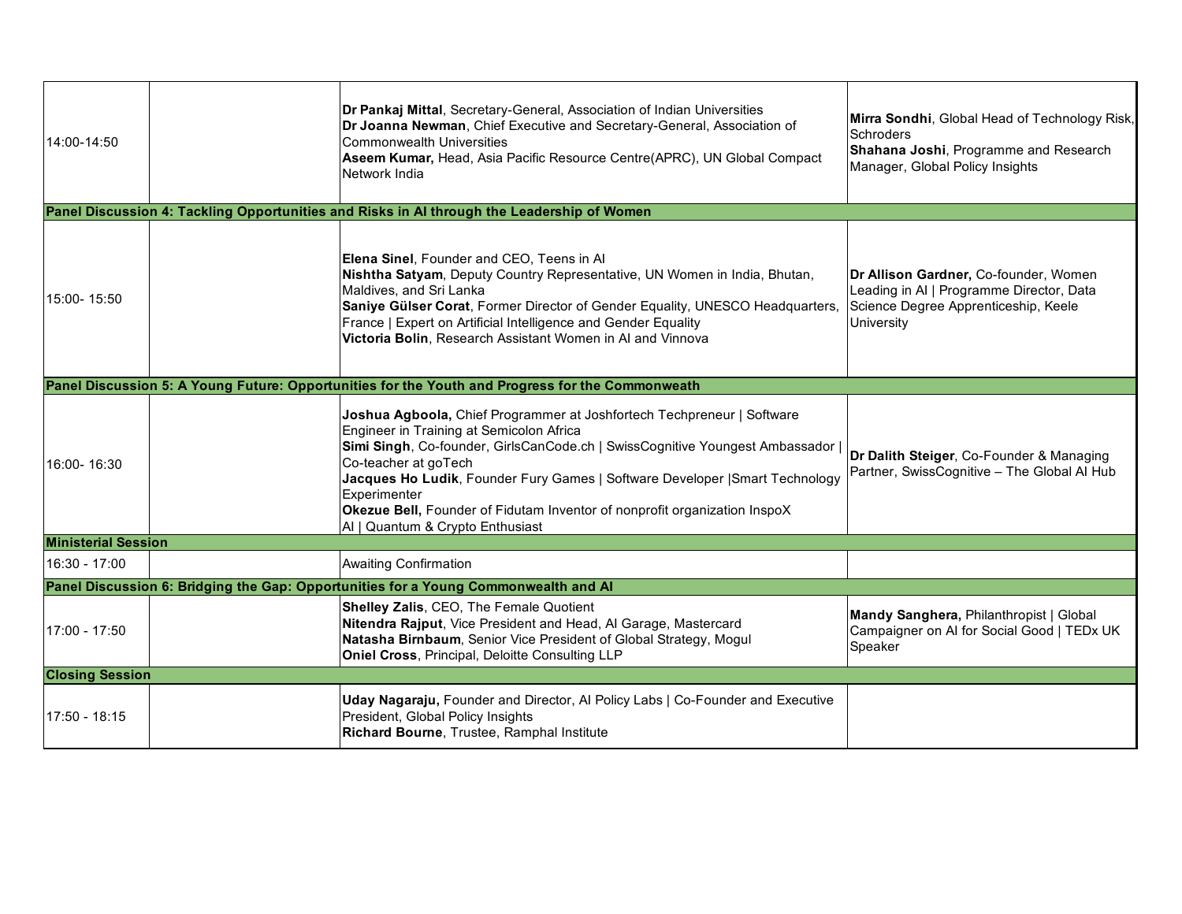| | | | |
|---|---|---|---|
| 14:00-14:50 | | **Dr Pankaj Mittal**, Secretary-General, Association of Indian Universities<br>**Dr Joanna Newman**, Chief Executive and Secretary-General, Association of Commonwealth Universities<br>**Aseem Kumar,** Head, Asia Pacific Resource Centre(APRC), UN Global Compact Network India | **Mirra Sondhi**, Global Head of Technology Risk, Schroders<br>**Shahana Joshi**, Programme and Research Manager, Global Policy Insights |
| **Panel Discussion 4: Tackling Opportunities and Risks in AI through the Leadership of Women** | | | |
| 15:00- 15:50 | | **Elena Sinel**, Founder and CEO, Teens in AI<br>**Nishtha Satyam**, Deputy Country Representative, UN Women in India, Bhutan, Maldives, and Sri Lanka<br>**Saniye Gülser Corat**, Former Director of Gender Equality, UNESCO Headquarters, France \| Expert on Artificial Intelligence and Gender Equality<br>**Victoria Bolin**, Research Assistant Women in AI and Vinnova | **Dr Allison Gardner,** Co-founder, Women Leading in AI \| Programme Director, Data Science Degree Apprenticeship, Keele University |
| **Panel Discussion 5: A Young Future: Opportunities for the Youth and Progress for the Commonweath** | | | |
| 16:00- 16:30 | | **Joshua Agboola,** Chief Programmer at Joshfortech Techpreneur \| Software Engineer in Training at Semicolon Africa<br>**Simi Singh**, Co-founder, GirlsCanCode.ch \| SwissCognitive Youngest Ambassador \| Co-teacher at goTech<br>**Jacques Ho Ludik**, Founder Fury Games \| Software Developer \|Smart Technology Experimenter<br>**Okezue Bell,** Founder of Fidutam Inventor of nonprofit organization InspoX AI \| Quantum & Crypto Enthusiast | **Dr Dalith Steiger**, Co-Founder & Managing Partner, SwissCognitive – The Global AI Hub |
| **Ministerial Session** | | | |
| 16:30 - 17:00 | | Awaiting Confirmation | |
| **Panel Discussion 6: Bridging the Gap: Opportunities for a Young Commonwealth and AI** | | | |
| 17:00 - 17:50 | | **Shelley Zalis**, CEO, The Female Quotient<br>**Nitendra Rajput**, Vice President and Head, AI Garage, Mastercard<br>**Natasha Birnbaum**, Senior Vice President of Global Strategy, Mogul<br>**Oniel Cross**, Principal, Deloitte Consulting LLP | **Mandy Sanghera,** Philanthropist \| Global Campaigner on AI for Social Good \| TEDx UK Speaker |
| **Closing Session** | | | |
| 17:50 - 18:15 | | **Uday Nagaraju,** Founder and Director, AI Policy Labs \| Co-Founder and Executive President, Global Policy Insights<br>**Richard Bourne**, Trustee, Ramphal Institute | |